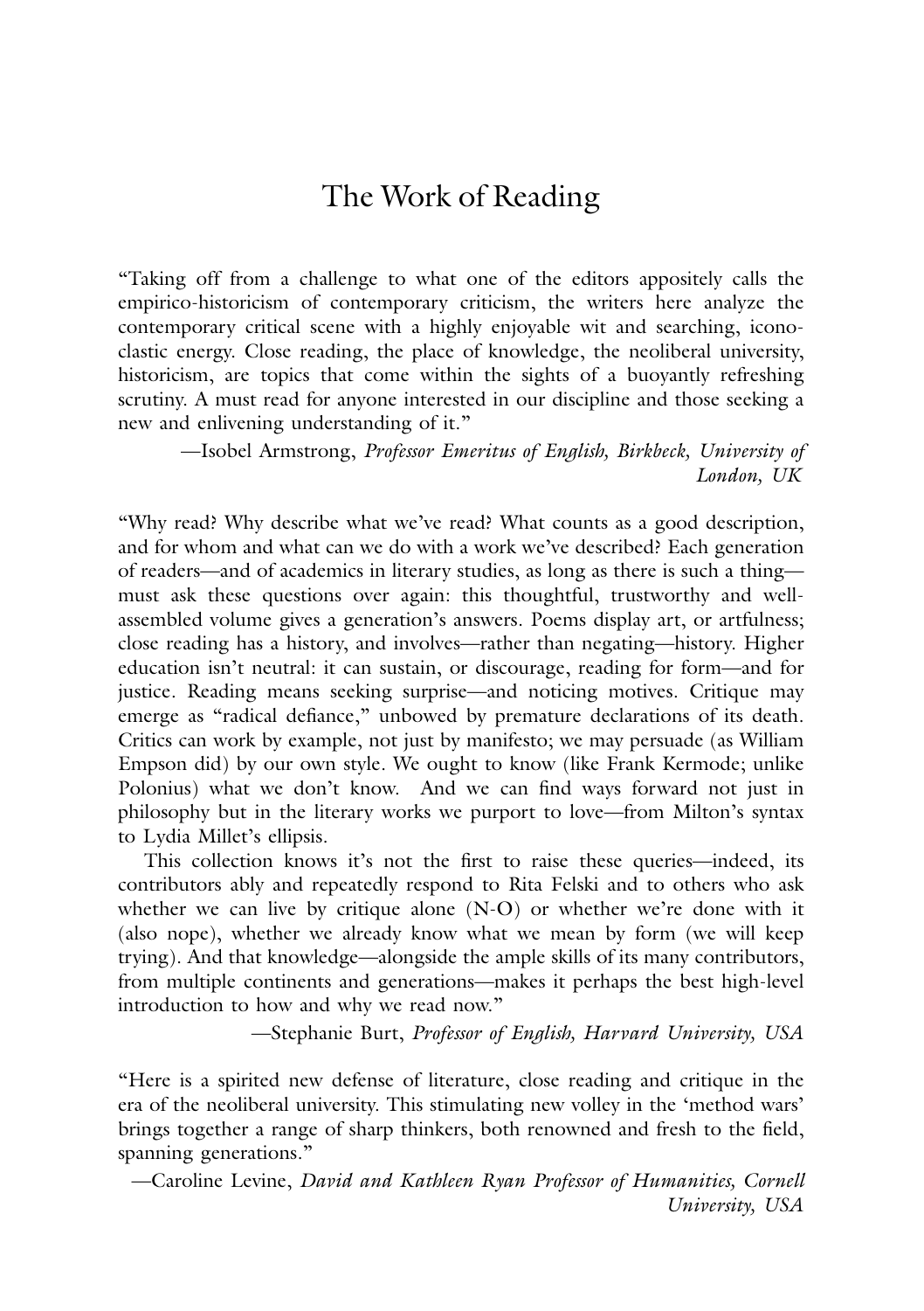# The Work of Reading

"Taking off from a challenge to what one of the editors appositely calls the empirico-historicism of contemporary criticism, the writers here analyze the contemporary critical scene with a highly enjoyable wit and searching, iconoclastic energy. Close reading, the place of knowledge, the neoliberal university, historicism, are topics that come within the sights of a buoyantly refreshing scrutiny. A must read for anyone interested in our discipline and those seeking a new and enlivening understanding of it."

—Isobel Armstrong, *Professor Emeritus of English, Birkbeck, University of London, UK*

"Why read? Why describe what we've read? What counts as a good description, and for whom and what can we do with a work we've described? Each generation of readers—and of academics in literary studies, as long as there is such a thing—must ask these questions over again: this thoughtful, trustworthy and well-assembled volume gives a generation's answers. Poems display art, or artfulness; close reading has a history, and involves—rather than negating—history. Higher education isn't neutral: it can sustain, or discourage, reading for form—and for justice. Reading means seeking surprise—and noticing motives. Critique may emerge as "radical defiance," unbowed by premature declarations of its death. Critics can work by example, not just by manifesto; we may persuade (as William Empson did) by our own style. We ought to know (like Frank Kermode; unlike Polonius) what we don't know. And we can find ways forward not just in philosophy but in the literary works we purport to love—from Milton's syntax to Lydia Millet's ellipsis.

This collection knows it's not the first to raise these queries—indeed, its contributors ably and repeatedly respond to Rita Felski and to others who ask whether we can live by critique alone (N-O) or whether we're done with it (also nope), whether we already know what we mean by form (we will keep trying). And that knowledge—alongside the ample skills of its many contributors, from multiple continents and generations—makes it perhaps the best high-level introduction to how and why we read now."

—Stephanie Burt, *Professor of English, Harvard University, USA*

"Here is a spirited new defense of literature, close reading and critique in the era of the neoliberal university. This stimulating new volley in the 'method wars' brings together a range of sharp thinkers, both renowned and fresh to the field, spanning generations."

—Caroline Levine, *David and Kathleen Ryan Professor of Humanities, Cornell University, USA*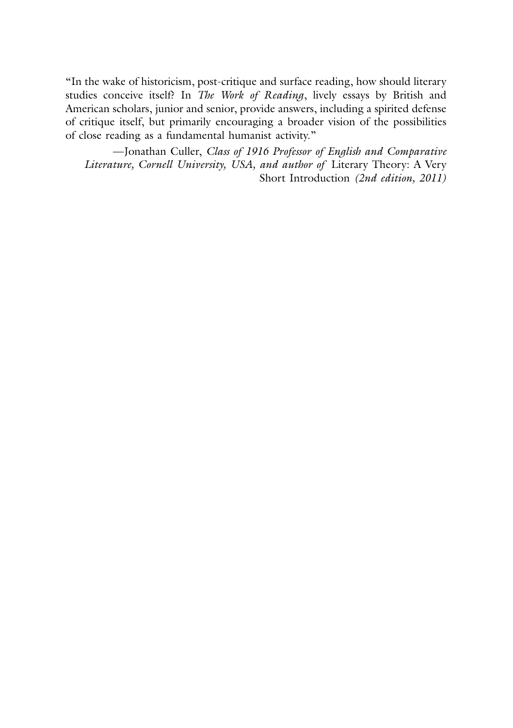"In the wake of historicism, post-critique and surface reading, how should literary studies conceive itself? In *The Work of Reading*, lively essays by British and American scholars, junior and senior, provide answers, including a spirited defense of critique itself, but primarily encouraging a broader vision of the possibilities of close reading as a fundamental humanist activity."

—Jonathan Culler, *Class of 1916 Professor of English and Comparative Literature, Cornell University, USA, and author of* Literary Theory: A Very Short Introduction *(2nd edition, 2011)*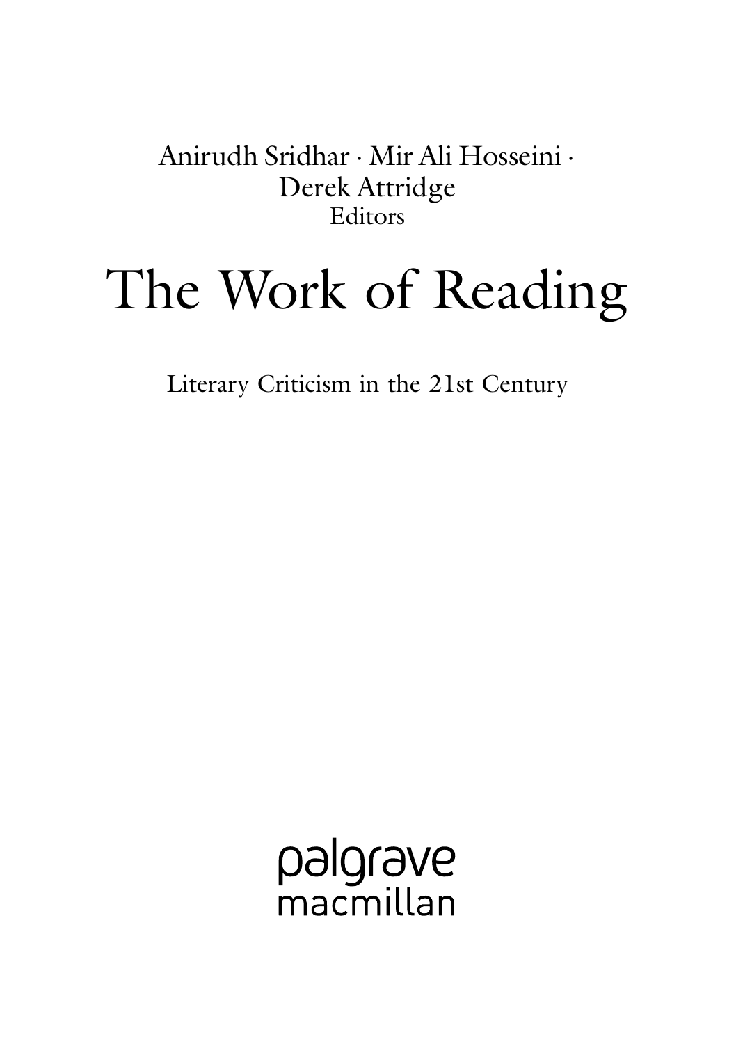Anirudh Sridhar · Mir Ali Hosseini · Derek Attridge
Editors

# The Work of Reading

Literary Criticism in the 21st Century

palgrave
macmillan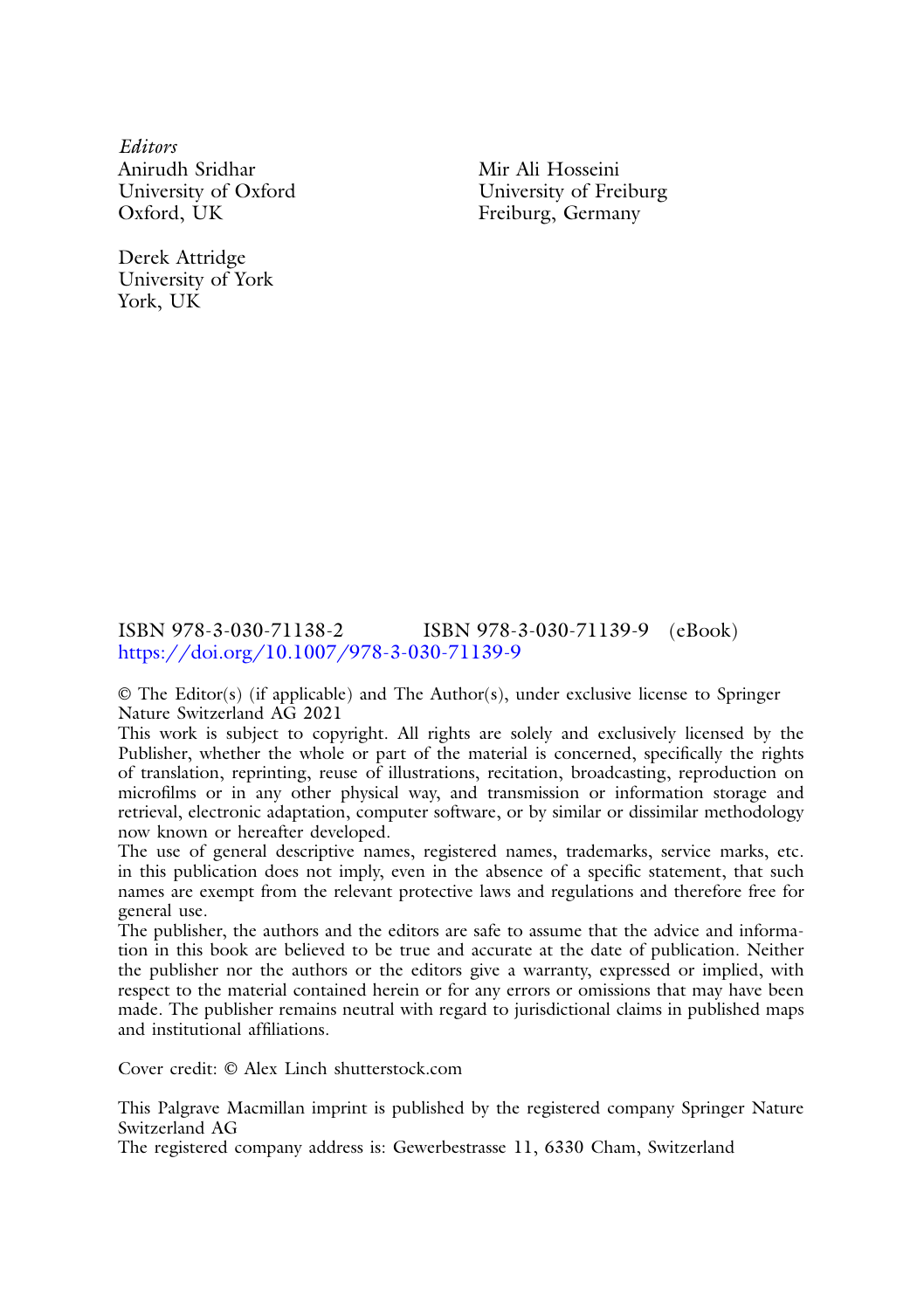*Editors*
Anirudh Sridhar
University of Oxford
Oxford, UK

Mir Ali Hosseini
University of Freiburg
Freiburg, Germany

Derek Attridge
University of York
York, UK

ISBN 978-3-030-71138-2 ISBN 978-3-030-71139-9 (eBook)
https://doi.org/10.1007/978-3-030-71139-9

© The Editor(s) (if applicable) and The Author(s), under exclusive license to Springer Nature Switzerland AG 2021
This work is subject to copyright. All rights are solely and exclusively licensed by the Publisher, whether the whole or part of the material is concerned, specifically the rights of translation, reprinting, reuse of illustrations, recitation, broadcasting, reproduction on microfilms or in any other physical way, and transmission or information storage and retrieval, electronic adaptation, computer software, or by similar or dissimilar methodology now known or hereafter developed.
The use of general descriptive names, registered names, trademarks, service marks, etc. in this publication does not imply, even in the absence of a specific statement, that such names are exempt from the relevant protective laws and regulations and therefore free for general use.
The publisher, the authors and the editors are safe to assume that the advice and information in this book are believed to be true and accurate at the date of publication. Neither the publisher nor the authors or the editors give a warranty, expressed or implied, with respect to the material contained herein or for any errors or omissions that may have been made. The publisher remains neutral with regard to jurisdictional claims in published maps and institutional affiliations.

Cover credit: © Alex Linch shutterstock.com

This Palgrave Macmillan imprint is published by the registered company Springer Nature Switzerland AG
The registered company address is: Gewerbestrasse 11, 6330 Cham, Switzerland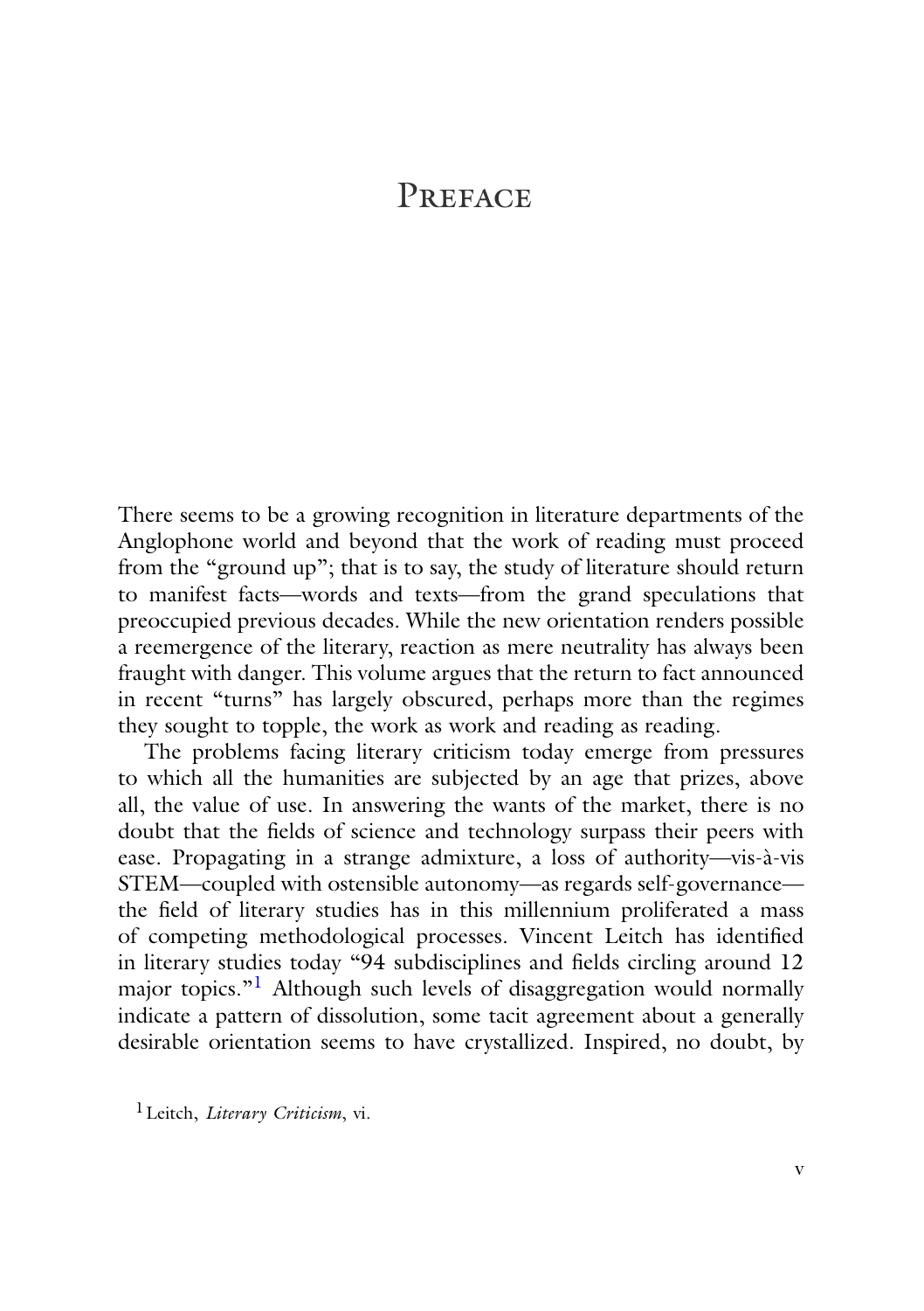# Preface

There seems to be a growing recognition in literature departments of the Anglophone world and beyond that the work of reading must proceed from the "ground up"; that is to say, the study of literature should return to manifest facts—words and texts—from the grand speculations that preoccupied previous decades. While the new orientation renders possible a reemergence of the literary, reaction as mere neutrality has always been fraught with danger. This volume argues that the return to fact announced in recent "turns" has largely obscured, perhaps more than the regimes they sought to topple, the work as work and reading as reading.

The problems facing literary criticism today emerge from pressures to which all the humanities are subjected by an age that prizes, above all, the value of use. In answering the wants of the market, there is no doubt that the fields of science and technology surpass their peers with ease. Propagating in a strange admixture, a loss of authority—vis-à-vis STEM—coupled with ostensible autonomy—as regards self-governance—the field of literary studies has in this millennium proliferated a mass of competing methodological processes. Vincent Leitch has identified in literary studies today "94 subdisciplines and fields circling around 12 major topics."[1] Although such levels of disaggregation would normally indicate a pattern of dissolution, some tacit agreement about a generally desirable orientation seems to have crystallized. Inspired, no doubt, by

[1] Leitch, *Literary Criticism*, vi.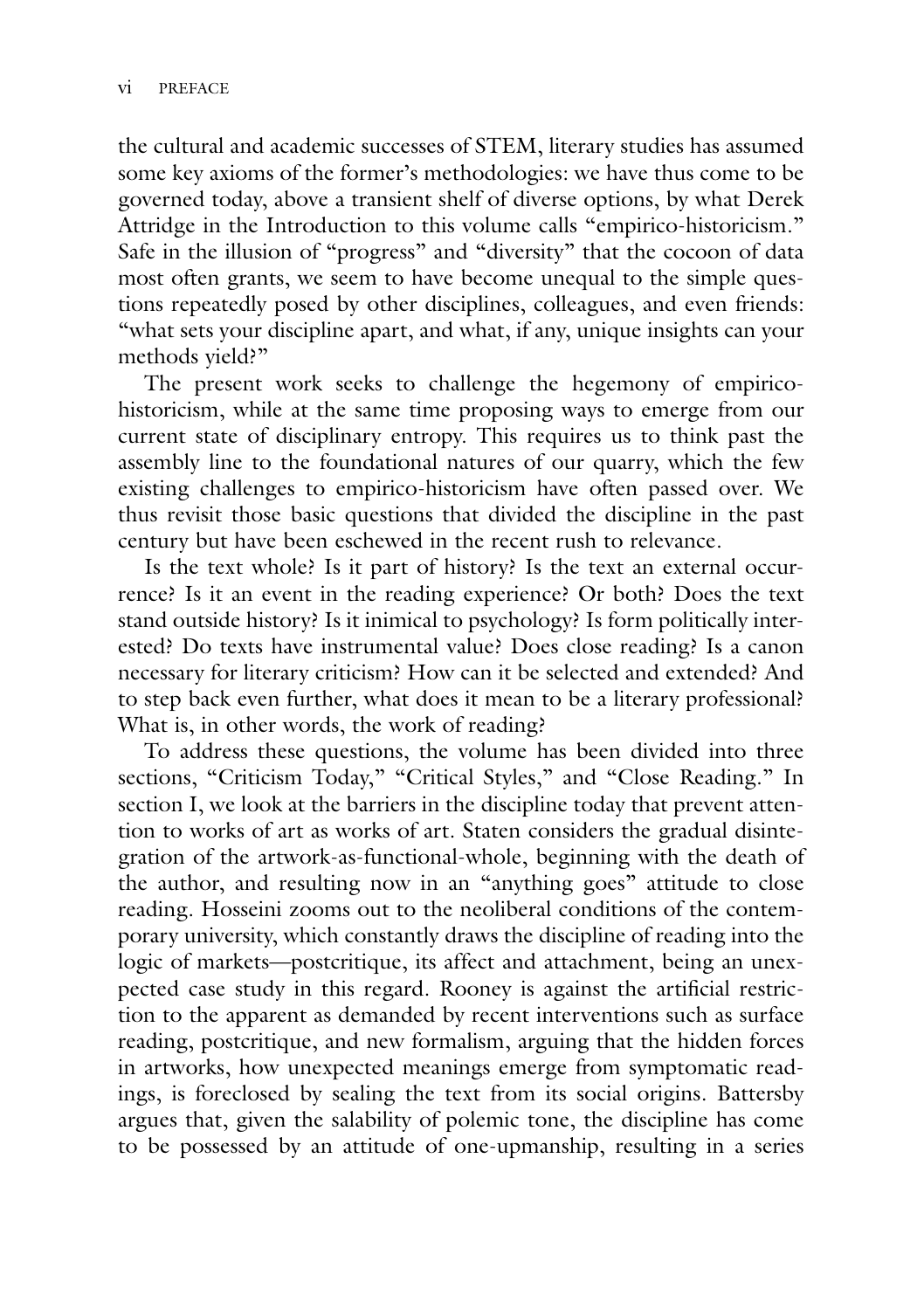the cultural and academic successes of STEM, literary studies has assumed some key axioms of the former's methodologies: we have thus come to be governed today, above a transient shelf of diverse options, by what Derek Attridge in the Introduction to this volume calls "empirico-historicism." Safe in the illusion of "progress" and "diversity" that the cocoon of data most often grants, we seem to have become unequal to the simple questions repeatedly posed by other disciplines, colleagues, and even friends: "what sets your discipline apart, and what, if any, unique insights can your methods yield?"

The present work seeks to challenge the hegemony of empirico-historicism, while at the same time proposing ways to emerge from our current state of disciplinary entropy. This requires us to think past the assembly line to the foundational natures of our quarry, which the few existing challenges to empirico-historicism have often passed over. We thus revisit those basic questions that divided the discipline in the past century but have been eschewed in the recent rush to relevance.

Is the text whole? Is it part of history? Is the text an external occurrence? Is it an event in the reading experience? Or both? Does the text stand outside history? Is it inimical to psychology? Is form politically interested? Do texts have instrumental value? Does close reading? Is a canon necessary for literary criticism? How can it be selected and extended? And to step back even further, what does it mean to be a literary professional? What is, in other words, the work of reading?

To address these questions, the volume has been divided into three sections, "Criticism Today," "Critical Styles," and "Close Reading." In section I, we look at the barriers in the discipline today that prevent attention to works of art as works of art. Staten considers the gradual disintegration of the artwork-as-functional-whole, beginning with the death of the author, and resulting now in an "anything goes" attitude to close reading. Hosseini zooms out to the neoliberal conditions of the contemporary university, which constantly draws the discipline of reading into the logic of markets—postcritique, its affect and attachment, being an unexpected case study in this regard. Rooney is against the artificial restriction to the apparent as demanded by recent interventions such as surface reading, postcritique, and new formalism, arguing that the hidden forces in artworks, how unexpected meanings emerge from symptomatic readings, is foreclosed by sealing the text from its social origins. Battersby argues that, given the salability of polemic tone, the discipline has come to be possessed by an attitude of one-upmanship, resulting in a series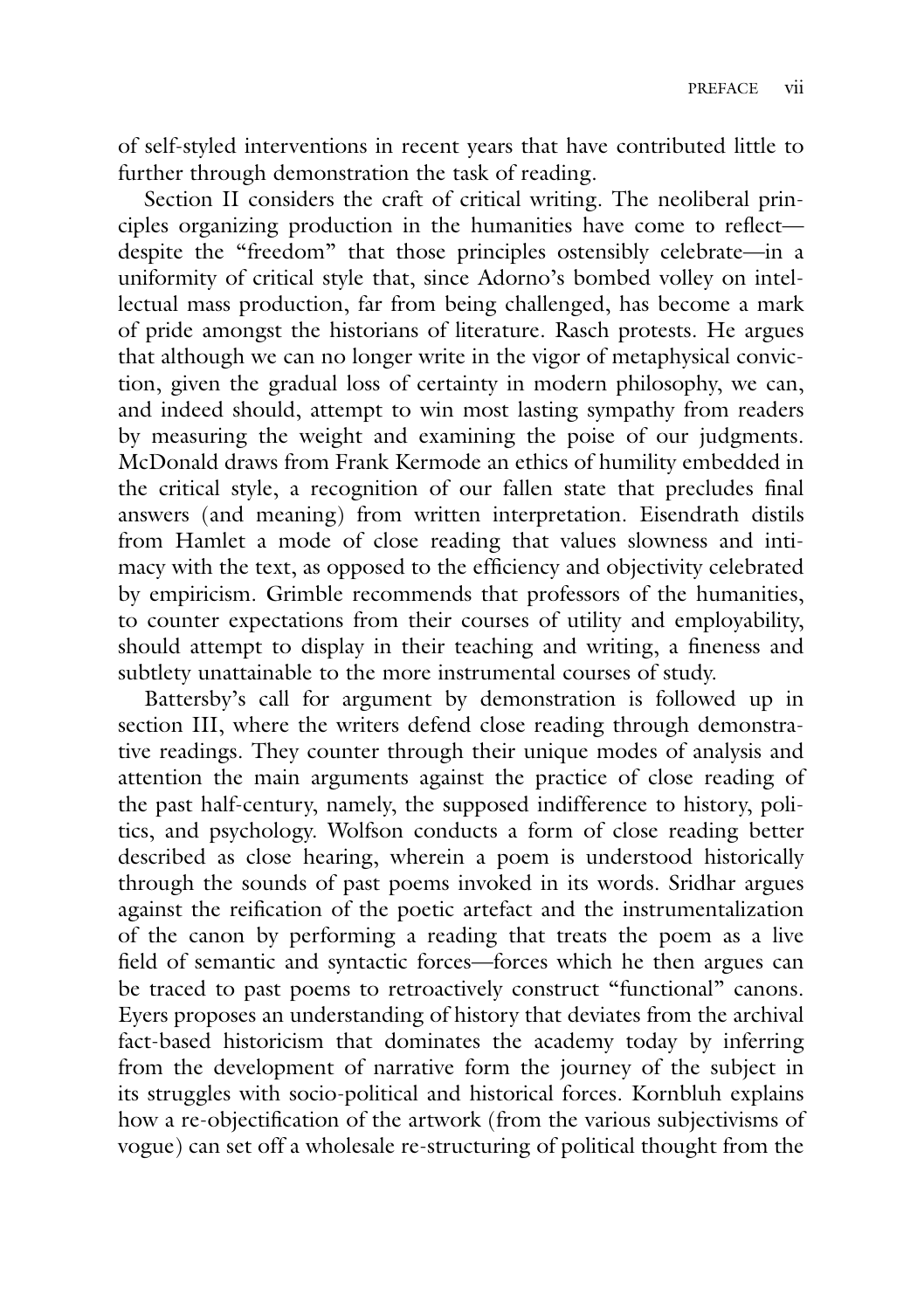of self-styled interventions in recent years that have contributed little to further through demonstration the task of reading.

Section II considers the craft of critical writing. The neoliberal principles organizing production in the humanities have come to reflect—despite the "freedom" that those principles ostensibly celebrate—in a uniformity of critical style that, since Adorno's bombed volley on intellectual mass production, far from being challenged, has become a mark of pride amongst the historians of literature. Rasch protests. He argues that although we can no longer write in the vigor of metaphysical conviction, given the gradual loss of certainty in modern philosophy, we can, and indeed should, attempt to win most lasting sympathy from readers by measuring the weight and examining the poise of our judgments. McDonald draws from Frank Kermode an ethics of humility embedded in the critical style, a recognition of our fallen state that precludes final answers (and meaning) from written interpretation. Eisendrath distils from Hamlet a mode of close reading that values slowness and intimacy with the text, as opposed to the efficiency and objectivity celebrated by empiricism. Grimble recommends that professors of the humanities, to counter expectations from their courses of utility and employability, should attempt to display in their teaching and writing, a fineness and subtlety unattainable to the more instrumental courses of study.

Battersby's call for argument by demonstration is followed up in section III, where the writers defend close reading through demonstrative readings. They counter through their unique modes of analysis and attention the main arguments against the practice of close reading of the past half-century, namely, the supposed indifference to history, politics, and psychology. Wolfson conducts a form of close reading better described as close hearing, wherein a poem is understood historically through the sounds of past poems invoked in its words. Sridhar argues against the reification of the poetic artefact and the instrumentalization of the canon by performing a reading that treats the poem as a live field of semantic and syntactic forces—forces which he then argues can be traced to past poems to retroactively construct "functional" canons. Eyers proposes an understanding of history that deviates from the archival fact-based historicism that dominates the academy today by inferring from the development of narrative form the journey of the subject in its struggles with socio-political and historical forces. Kornbluh explains how a re-objectification of the artwork (from the various subjectivisms of vogue) can set off a wholesale re-structuring of political thought from the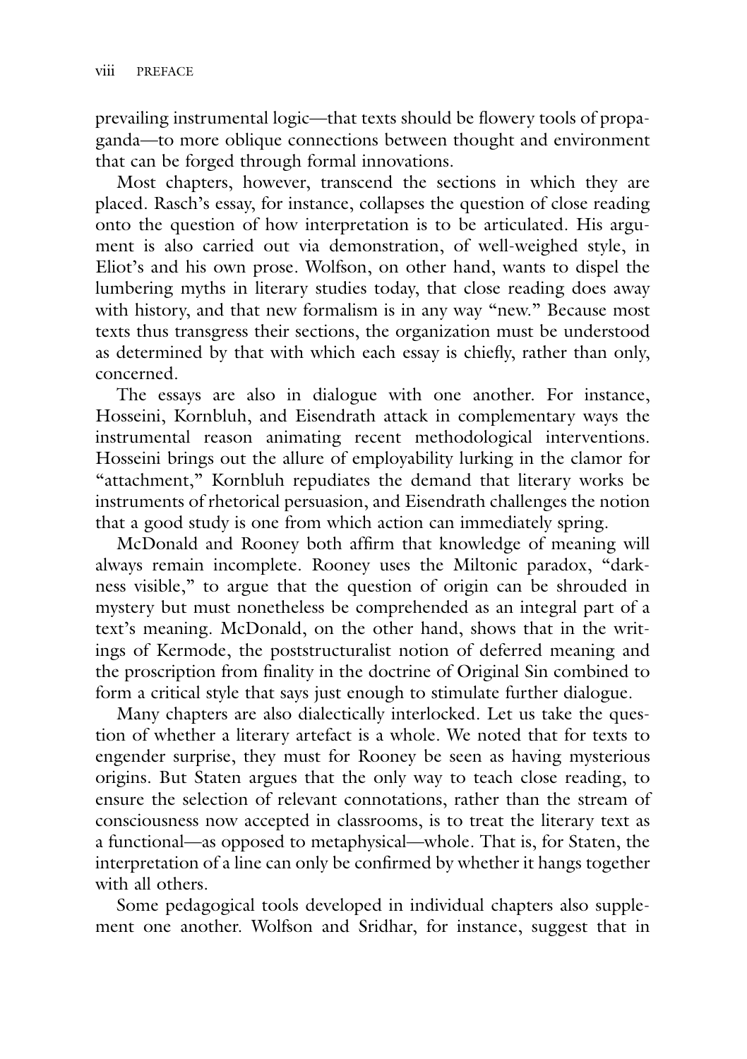prevailing instrumental logic—that texts should be flowery tools of propaganda—to more oblique connections between thought and environment that can be forged through formal innovations.

Most chapters, however, transcend the sections in which they are placed. Rasch's essay, for instance, collapses the question of close reading onto the question of how interpretation is to be articulated. His argument is also carried out via demonstration, of well-weighed style, in Eliot's and his own prose. Wolfson, on other hand, wants to dispel the lumbering myths in literary studies today, that close reading does away with history, and that new formalism is in any way "new." Because most texts thus transgress their sections, the organization must be understood as determined by that with which each essay is chiefly, rather than only, concerned.

The essays are also in dialogue with one another. For instance, Hosseini, Kornbluh, and Eisendrath attack in complementary ways the instrumental reason animating recent methodological interventions. Hosseini brings out the allure of employability lurking in the clamor for "attachment," Kornbluh repudiates the demand that literary works be instruments of rhetorical persuasion, and Eisendrath challenges the notion that a good study is one from which action can immediately spring.

McDonald and Rooney both affirm that knowledge of meaning will always remain incomplete. Rooney uses the Miltonic paradox, "darkness visible," to argue that the question of origin can be shrouded in mystery but must nonetheless be comprehended as an integral part of a text's meaning. McDonald, on the other hand, shows that in the writings of Kermode, the poststructuralist notion of deferred meaning and the proscription from finality in the doctrine of Original Sin combined to form a critical style that says just enough to stimulate further dialogue.

Many chapters are also dialectically interlocked. Let us take the question of whether a literary artefact is a whole. We noted that for texts to engender surprise, they must for Rooney be seen as having mysterious origins. But Staten argues that the only way to teach close reading, to ensure the selection of relevant connotations, rather than the stream of consciousness now accepted in classrooms, is to treat the literary text as a functional—as opposed to metaphysical—whole. That is, for Staten, the interpretation of a line can only be confirmed by whether it hangs together with all others.

Some pedagogical tools developed in individual chapters also supplement one another. Wolfson and Sridhar, for instance, suggest that in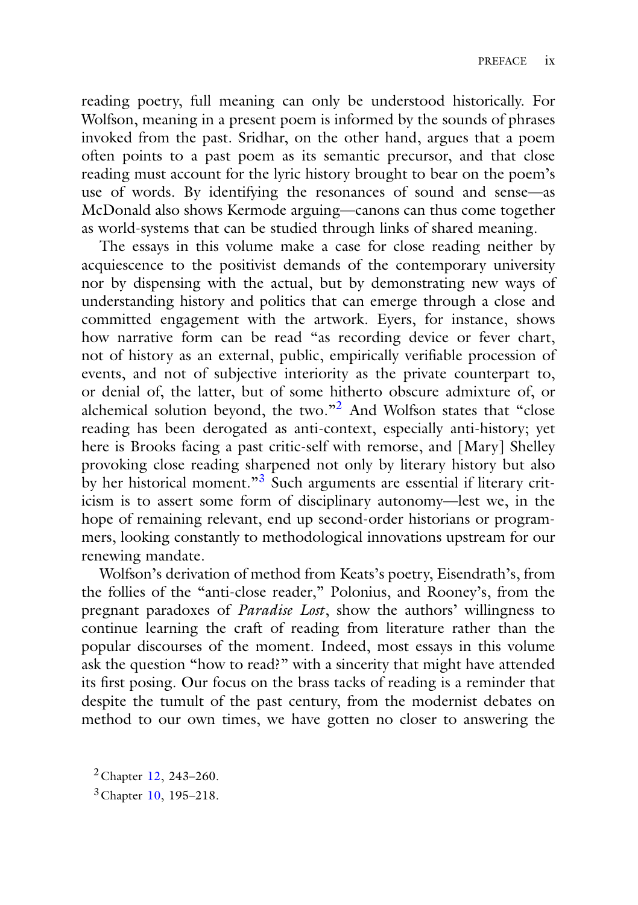reading poetry, full meaning can only be understood historically. For Wolfson, meaning in a present poem is informed by the sounds of phrases invoked from the past. Sridhar, on the other hand, argues that a poem often points to a past poem as its semantic precursor, and that close reading must account for the lyric history brought to bear on the poem's use of words. By identifying the resonances of sound and sense—as McDonald also shows Kermode arguing—canons can thus come together as world-systems that can be studied through links of shared meaning.

The essays in this volume make a case for close reading neither by acquiescence to the positivist demands of the contemporary university nor by dispensing with the actual, but by demonstrating new ways of understanding history and politics that can emerge through a close and committed engagement with the artwork. Eyers, for instance, shows how narrative form can be read "as recording device or fever chart, not of history as an external, public, empirically verifiable procession of events, and not of subjective interiority as the private counterpart to, or denial of, the latter, but of some hitherto obscure admixture of, or alchemical solution beyond, the two."[2] And Wolfson states that "close reading has been derogated as anti-context, especially anti-history; yet here is Brooks facing a past critic-self with remorse, and [Mary] Shelley provoking close reading sharpened not only by literary history but also by her historical moment."[3] Such arguments are essential if literary criticism is to assert some form of disciplinary autonomy—lest we, in the hope of remaining relevant, end up second-order historians or programmers, looking constantly to methodological innovations upstream for our renewing mandate.

Wolfson's derivation of method from Keats's poetry, Eisendrath's, from the follies of the "anti-close reader," Polonius, and Rooney's, from the pregnant paradoxes of *Paradise Lost*, show the authors' willingness to continue learning the craft of reading from literature rather than the popular discourses of the moment. Indeed, most essays in this volume ask the question "how to read?" with a sincerity that might have attended its first posing. Our focus on the brass tacks of reading is a reminder that despite the tumult of the past century, from the modernist debates on method to our own times, we have gotten no closer to answering the

[2] Chapter 12, 243–260.

[3] Chapter 10, 195–218.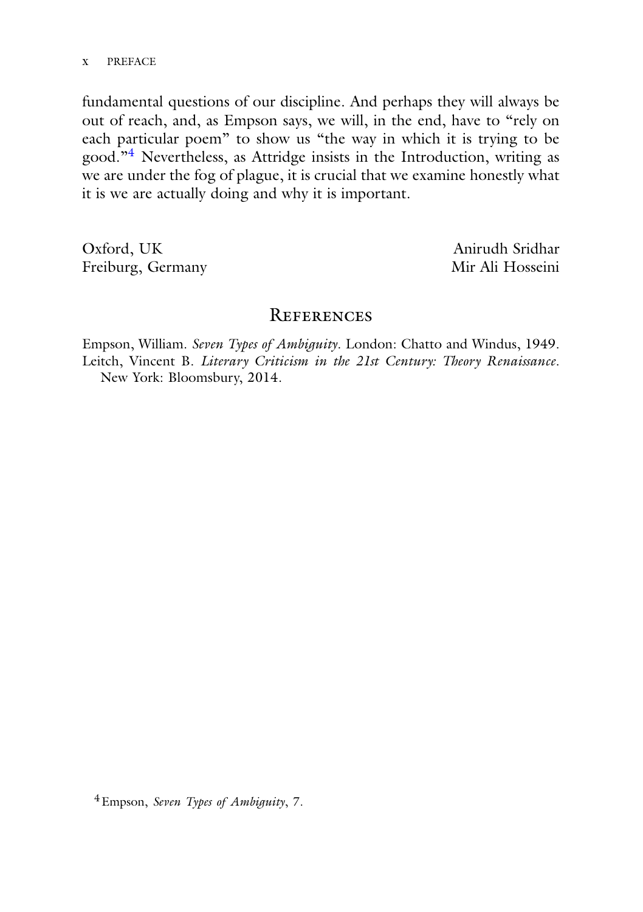fundamental questions of our discipline. And perhaps they will always be out of reach, and, as Empson says, we will, in the end, have to "rely on each particular poem" to show us "the way in which it is trying to be good."[4] Nevertheless, as Attridge insists in the Introduction, writing as we are under the fog of plague, it is crucial that we examine honestly what it is we are actually doing and why it is important.

Oxford, UK — Anirudh Sridhar
Freiburg, Germany — Mir Ali Hosseini

## References

Empson, William. *Seven Types of Ambiguity*. London: Chatto and Windus, 1949.

Leitch, Vincent B. *Literary Criticism in the 21st Century: Theory Renaissance*. New York: Bloomsbury, 2014.

[4] Empson, *Seven Types of Ambiguity*, 7.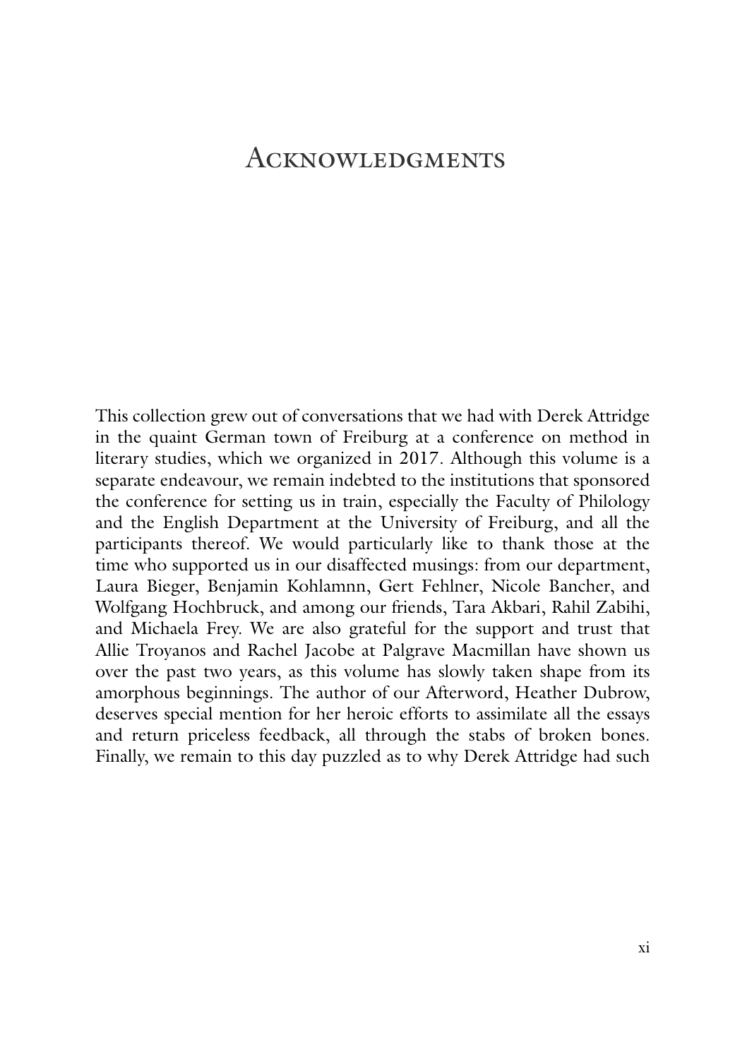# Acknowledgments

This collection grew out of conversations that we had with Derek Attridge in the quaint German town of Freiburg at a conference on method in literary studies, which we organized in 2017. Although this volume is a separate endeavour, we remain indebted to the institutions that sponsored the conference for setting us in train, especially the Faculty of Philology and the English Department at the University of Freiburg, and all the participants thereof. We would particularly like to thank those at the time who supported us in our disaffected musings: from our department, Laura Bieger, Benjamin Kohlamnn, Gert Fehlner, Nicole Bancher, and Wolfgang Hochbruck, and among our friends, Tara Akbari, Rahil Zabihi, and Michaela Frey. We are also grateful for the support and trust that Allie Troyanos and Rachel Jacobe at Palgrave Macmillan have shown us over the past two years, as this volume has slowly taken shape from its amorphous beginnings. The author of our Afterword, Heather Dubrow, deserves special mention for her heroic efforts to assimilate all the essays and return priceless feedback, all through the stabs of broken bones. Finally, we remain to this day puzzled as to why Derek Attridge had such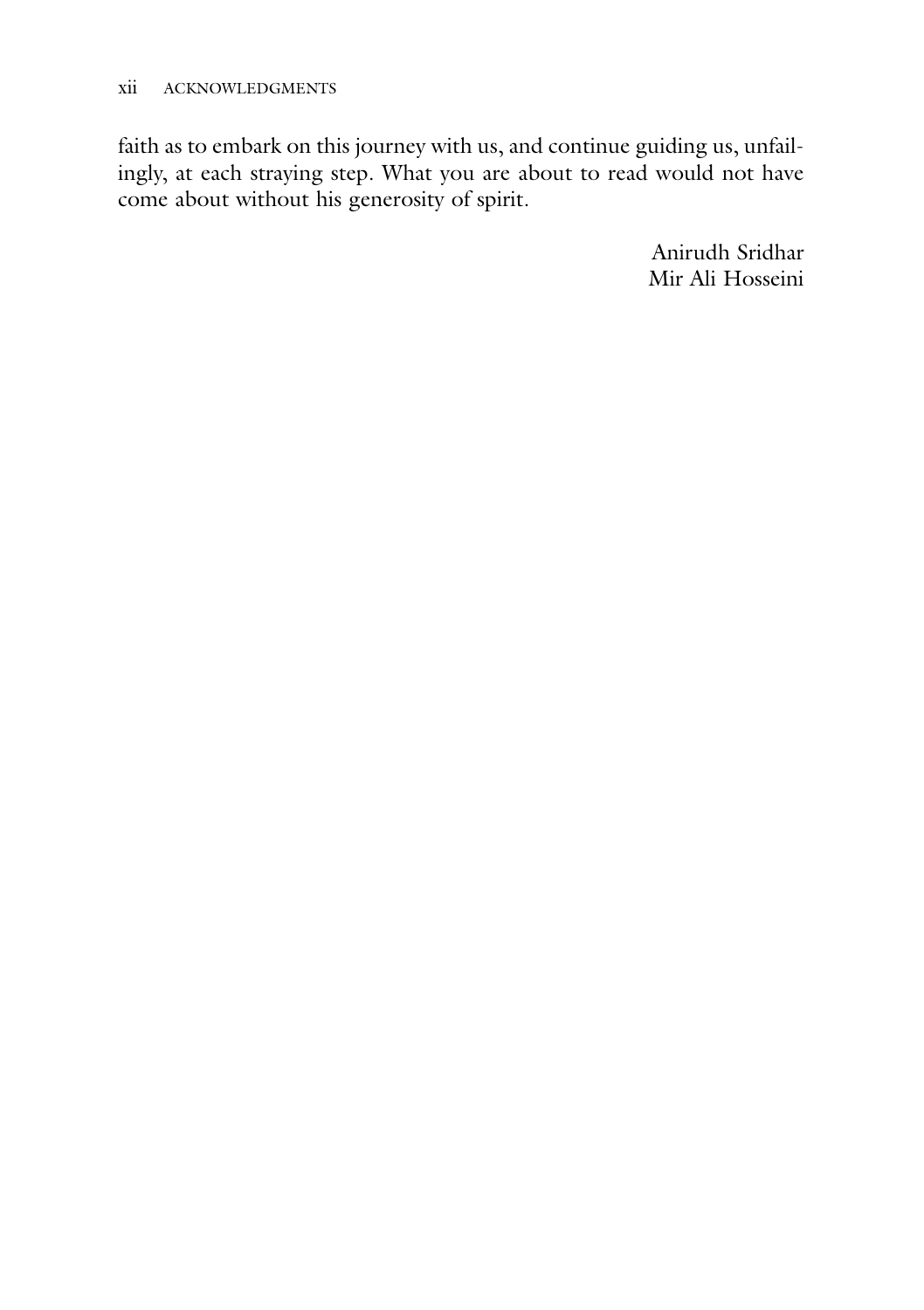faith as to embark on this journey with us, and continue guiding us, unfailingly, at each straying step. What you are about to read would not have come about without his generosity of spirit.

Anirudh Sridhar
Mir Ali Hosseini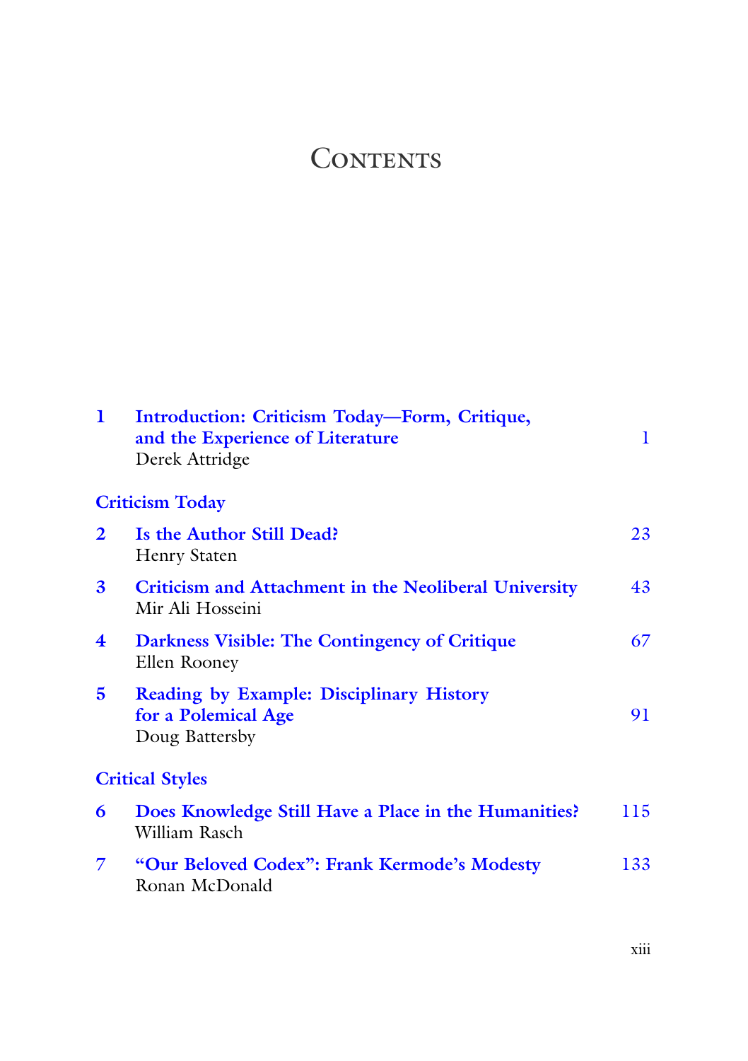# Contents

| | | |
|---|---|---|
| **1** | **Introduction: Criticism Today—Form, Critique, and the Experience of Literature** Derek Attridge | 1 |
| | **Criticism Today** | |
| **2** | **Is the Author Still Dead?** Henry Staten | 23 |
| **3** | **Criticism and Attachment in the Neoliberal University** Mir Ali Hosseini | 43 |
| **4** | **Darkness Visible: The Contingency of Critique** Ellen Rooney | 67 |
| **5** | **Reading by Example: Disciplinary History for a Polemical Age** Doug Battersby | 91 |
| | **Critical Styles** | |
| **6** | **Does Knowledge Still Have a Place in the Humanities?** William Rasch | 115 |
| **7** | **"Our Beloved Codex": Frank Kermode's Modesty** Ronan McDonald | 133 |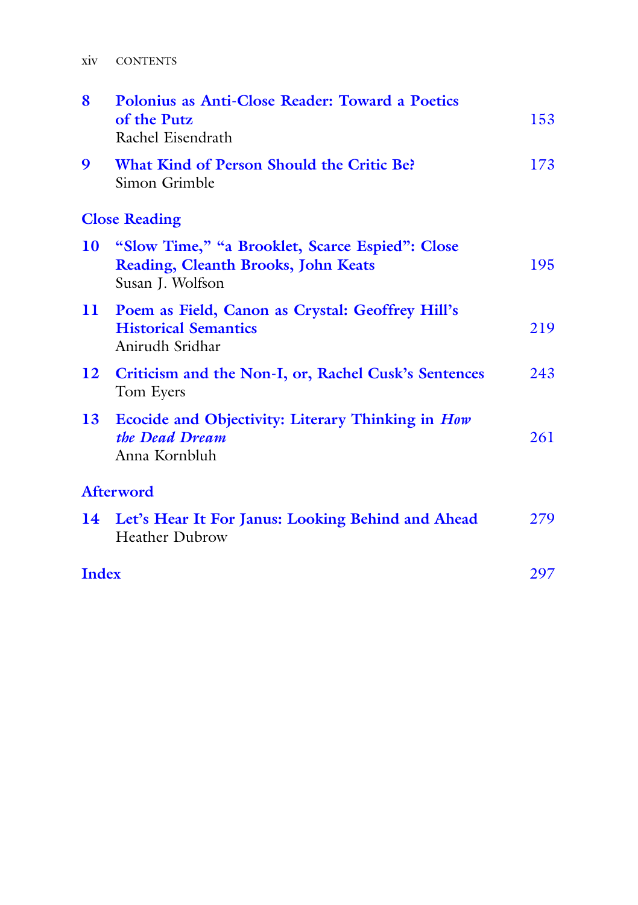**8** **Polonius as Anti-Close Reader: Toward a Poetics of the Putz** 153
Rachel Eisendrath

**9** **What Kind of Person Should the Critic Be?** 173
Simon Grimble

## Close Reading

**10** **"Slow Time," "a Brooklet, Scarce Espied": Close Reading, Cleanth Brooks, John Keats** 195
Susan J. Wolfson

**11** **Poem as Field, Canon as Crystal: Geoffrey Hill's Historical Semantics** 219
Anirudh Sridhar

**12** **Criticism and the Non-I, or, Rachel Cusk's Sentences** 243
Tom Eyers

**13** **Ecocide and Objectivity: Literary Thinking in *How the Dead Dream*** 261
Anna Kornbluh

## Afterword

**14** **Let's Hear It For Janus: Looking Behind and Ahead** 279
Heather Dubrow

## Index 297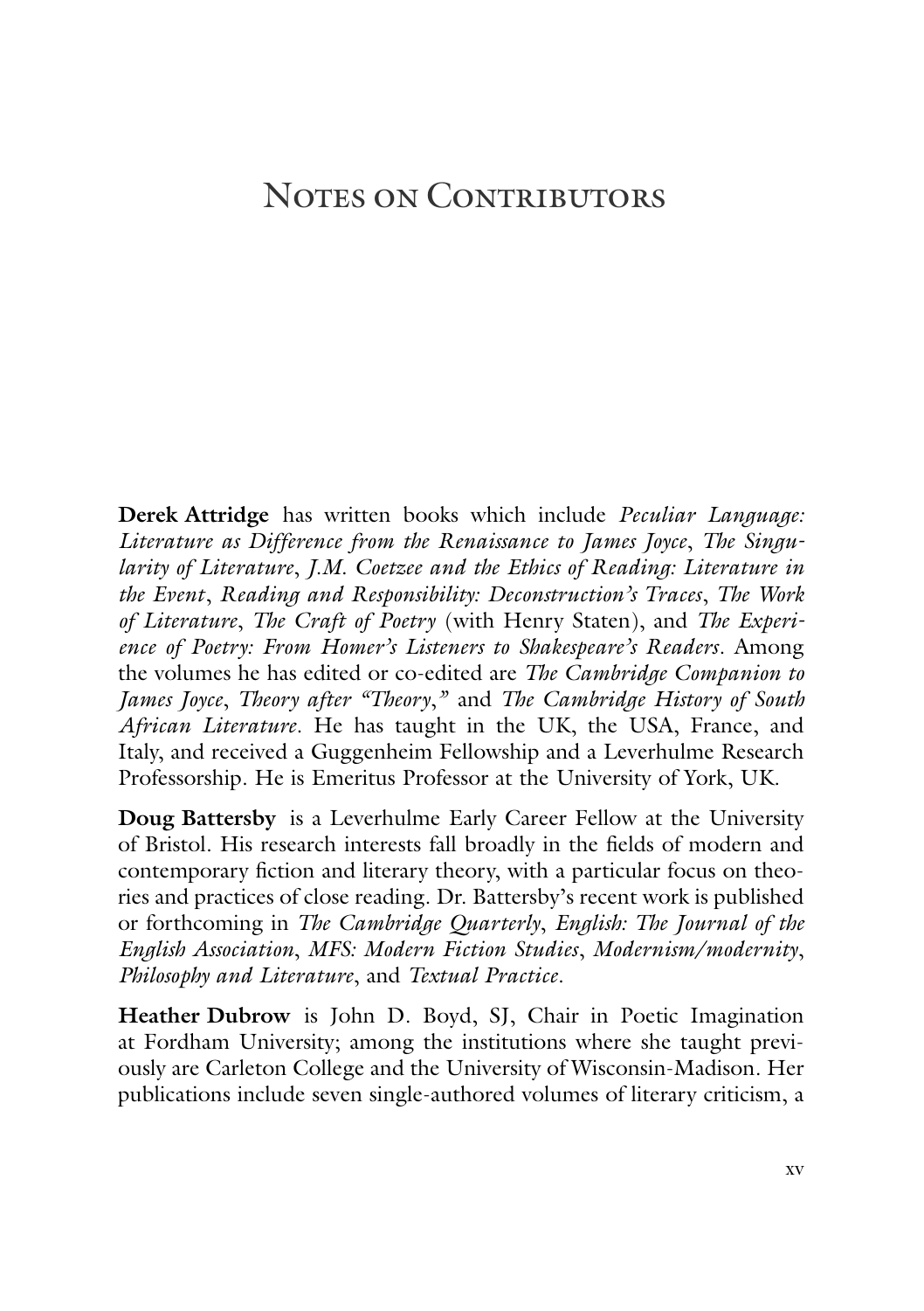# Notes on Contributors

**Derek Attridge** has written books which include *Peculiar Language: Literature as Difference from the Renaissance to James Joyce*, *The Singularity of Literature*, *J.M. Coetzee and the Ethics of Reading: Literature in the Event*, *Reading and Responsibility: Deconstruction's Traces*, *The Work of Literature*, *The Craft of Poetry* (with Henry Staten), and *The Experience of Poetry: From Homer's Listeners to Shakespeare's Readers*. Among the volumes he has edited or co-edited are *The Cambridge Companion to James Joyce*, *Theory after "Theory,"* and *The Cambridge History of South African Literature*. He has taught in the UK, the USA, France, and Italy, and received a Guggenheim Fellowship and a Leverhulme Research Professorship. He is Emeritus Professor at the University of York, UK.

**Doug Battersby** is a Leverhulme Early Career Fellow at the University of Bristol. His research interests fall broadly in the fields of modern and contemporary fiction and literary theory, with a particular focus on theories and practices of close reading. Dr. Battersby's recent work is published or forthcoming in *The Cambridge Quarterly*, *English: The Journal of the English Association*, *MFS: Modern Fiction Studies*, *Modernism/modernity*, *Philosophy and Literature*, and *Textual Practice*.

**Heather Dubrow** is John D. Boyd, SJ, Chair in Poetic Imagination at Fordham University; among the institutions where she taught previously are Carleton College and the University of Wisconsin-Madison. Her publications include seven single-authored volumes of literary criticism, a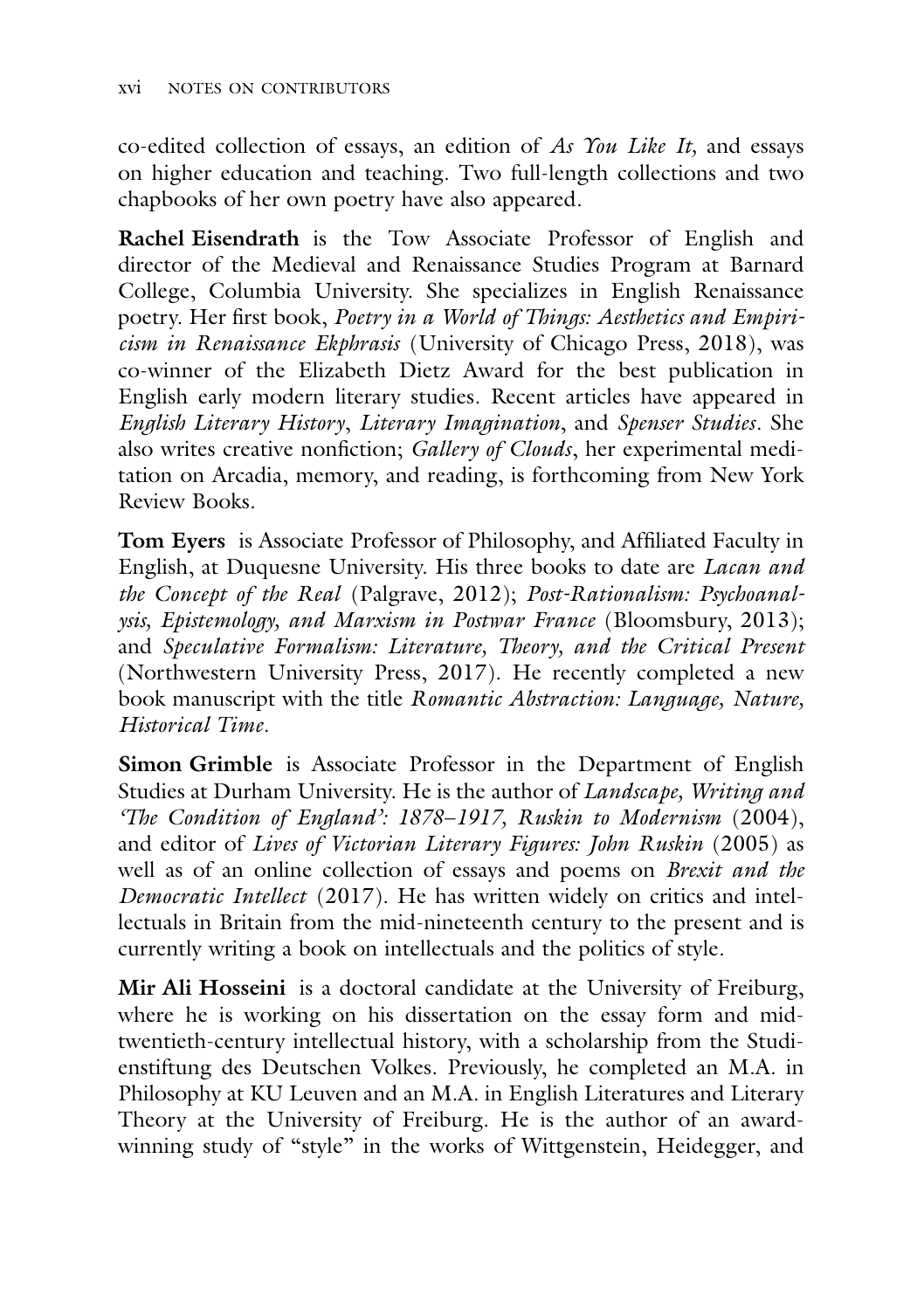co-edited collection of essays, an edition of *As You Like It,* and essays on higher education and teaching. Two full-length collections and two chapbooks of her own poetry have also appeared.

**Rachel Eisendrath** is the Tow Associate Professor of English and director of the Medieval and Renaissance Studies Program at Barnard College, Columbia University. She specializes in English Renaissance poetry. Her first book, *Poetry in a World of Things: Aesthetics and Empiricism in Renaissance Ekphrasis* (University of Chicago Press, 2018), was co-winner of the Elizabeth Dietz Award for the best publication in English early modern literary studies. Recent articles have appeared in *English Literary History*, *Literary Imagination*, and *Spenser Studies*. She also writes creative nonfiction; *Gallery of Clouds*, her experimental meditation on Arcadia, memory, and reading, is forthcoming from New York Review Books.

**Tom Eyers** is Associate Professor of Philosophy, and Affiliated Faculty in English, at Duquesne University. His three books to date are *Lacan and the Concept of the Real* (Palgrave, 2012); *Post-Rationalism: Psychoanalysis, Epistemology, and Marxism in Postwar France* (Bloomsbury, 2013); and *Speculative Formalism: Literature, Theory, and the Critical Present* (Northwestern University Press, 2017). He recently completed a new book manuscript with the title *Romantic Abstraction: Language, Nature, Historical Time*.

**Simon Grimble** is Associate Professor in the Department of English Studies at Durham University. He is the author of *Landscape, Writing and 'The Condition of England': 1878–1917, Ruskin to Modernism* (2004), and editor of *Lives of Victorian Literary Figures: John Ruskin* (2005) as well as of an online collection of essays and poems on *Brexit and the Democratic Intellect* (2017). He has written widely on critics and intellectuals in Britain from the mid-nineteenth century to the present and is currently writing a book on intellectuals and the politics of style.

**Mir Ali Hosseini** is a doctoral candidate at the University of Freiburg, where he is working on his dissertation on the essay form and mid-twentieth-century intellectual history, with a scholarship from the Studienstiftung des Deutschen Volkes. Previously, he completed an M.A. in Philosophy at KU Leuven and an M.A. in English Literatures and Literary Theory at the University of Freiburg. He is the author of an award-winning study of "style" in the works of Wittgenstein, Heidegger, and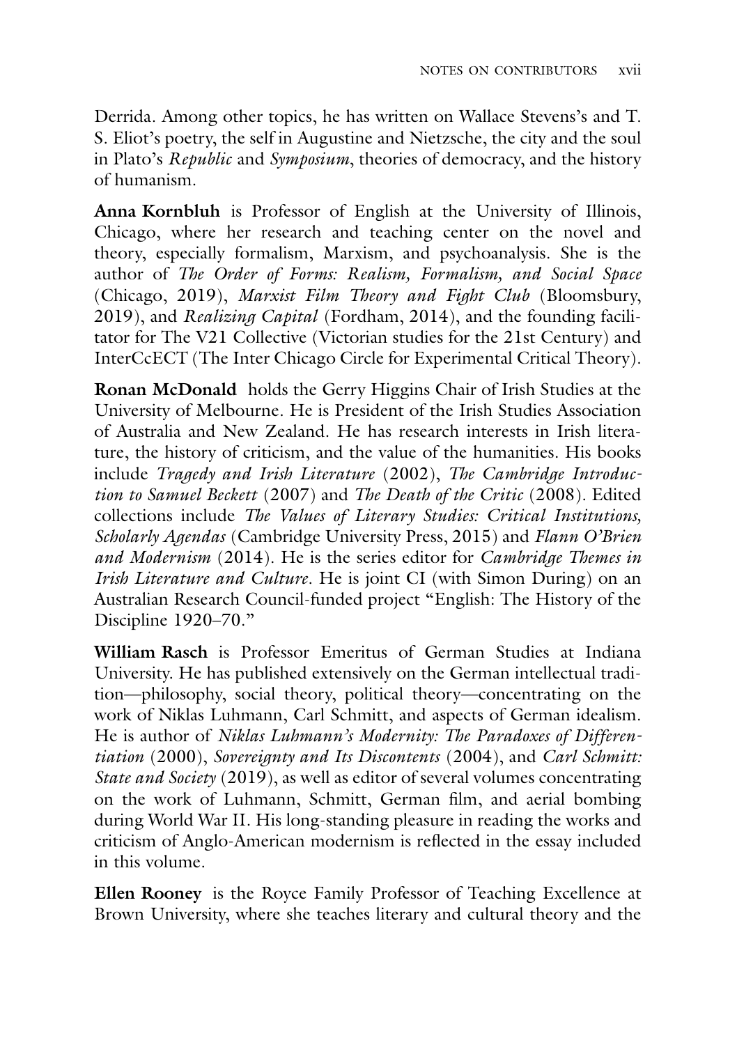Derrida. Among other topics, he has written on Wallace Stevens's and T. S. Eliot's poetry, the self in Augustine and Nietzsche, the city and the soul in Plato's *Republic* and *Symposium*, theories of democracy, and the history of humanism.

**Anna Kornbluh** is Professor of English at the University of Illinois, Chicago, where her research and teaching center on the novel and theory, especially formalism, Marxism, and psychoanalysis. She is the author of *The Order of Forms: Realism, Formalism, and Social Space* (Chicago, 2019), *Marxist Film Theory and Fight Club* (Bloomsbury, 2019), and *Realizing Capital* (Fordham, 2014), and the founding facilitator for The V21 Collective (Victorian studies for the 21st Century) and InterCcECT (The Inter Chicago Circle for Experimental Critical Theory).

**Ronan McDonald** holds the Gerry Higgins Chair of Irish Studies at the University of Melbourne. He is President of the Irish Studies Association of Australia and New Zealand. He has research interests in Irish literature, the history of criticism, and the value of the humanities. His books include *Tragedy and Irish Literature* (2002), *The Cambridge Introduction to Samuel Beckett* (2007) and *The Death of the Critic* (2008). Edited collections include *The Values of Literary Studies: Critical Institutions, Scholarly Agendas* (Cambridge University Press, 2015) and *Flann O'Brien and Modernism* (2014). He is the series editor for *Cambridge Themes in Irish Literature and Culture*. He is joint CI (with Simon During) on an Australian Research Council-funded project "English: The History of the Discipline 1920–70."

**William Rasch** is Professor Emeritus of German Studies at Indiana University. He has published extensively on the German intellectual tradition—philosophy, social theory, political theory—concentrating on the work of Niklas Luhmann, Carl Schmitt, and aspects of German idealism. He is author of *Niklas Luhmann's Modernity: The Paradoxes of Differentiation* (2000), *Sovereignty and Its Discontents* (2004), and *Carl Schmitt: State and Society* (2019), as well as editor of several volumes concentrating on the work of Luhmann, Schmitt, German film, and aerial bombing during World War II. His long-standing pleasure in reading the works and criticism of Anglo-American modernism is reflected in the essay included in this volume.

**Ellen Rooney** is the Royce Family Professor of Teaching Excellence at Brown University, where she teaches literary and cultural theory and the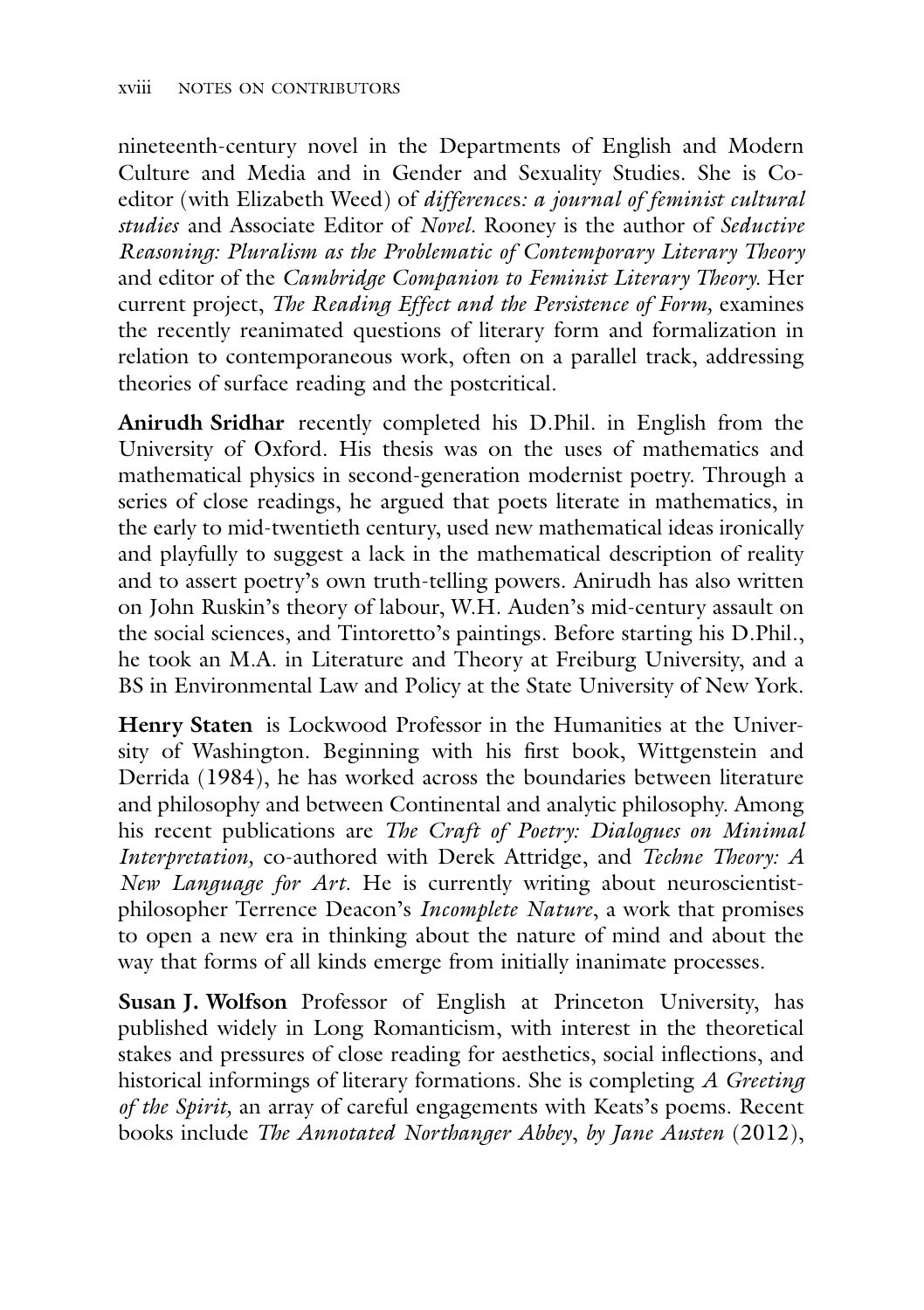nineteenth-century novel in the Departments of English and Modern Culture and Media and in Gender and Sexuality Studies. She is Co-editor (with Elizabeth Weed) of *differences: a journal of feminist cultural studies* and Associate Editor of *Novel*. Rooney is the author of *Seductive Reasoning: Pluralism as the Problematic of Contemporary Literary Theory* and editor of the *Cambridge Companion to Feminist Literary Theory*. Her current project, *The Reading Effect and the Persistence of Form*, examines the recently reanimated questions of literary form and formalization in relation to contemporaneous work, often on a parallel track, addressing theories of surface reading and the postcritical.

**Anirudh Sridhar** recently completed his D.Phil. in English from the University of Oxford. His thesis was on the uses of mathematics and mathematical physics in second-generation modernist poetry. Through a series of close readings, he argued that poets literate in mathematics, in the early to mid-twentieth century, used new mathematical ideas ironically and playfully to suggest a lack in the mathematical description of reality and to assert poetry's own truth-telling powers. Anirudh has also written on John Ruskin's theory of labour, W.H. Auden's mid-century assault on the social sciences, and Tintoretto's paintings. Before starting his D.Phil., he took an M.A. in Literature and Theory at Freiburg University, and a BS in Environmental Law and Policy at the State University of New York.

**Henry Staten** is Lockwood Professor in the Humanities at the University of Washington. Beginning with his first book, Wittgenstein and Derrida (1984), he has worked across the boundaries between literature and philosophy and between Continental and analytic philosophy. Among his recent publications are *The Craft of Poetry: Dialogues on Minimal Interpretation*, co-authored with Derek Attridge, and *Techne Theory: A New Language for Art*. He is currently writing about neuroscientist-philosopher Terrence Deacon's *Incomplete Nature*, a work that promises to open a new era in thinking about the nature of mind and about the way that forms of all kinds emerge from initially inanimate processes.

**Susan J. Wolfson** Professor of English at Princeton University, has published widely in Long Romanticism, with interest in the theoretical stakes and pressures of close reading for aesthetics, social inflections, and historical informings of literary formations. She is completing *A Greeting of the Spirit*, an array of careful engagements with Keats's poems. Recent books include *The Annotated Northanger Abbey*, *by Jane Austen* (2012),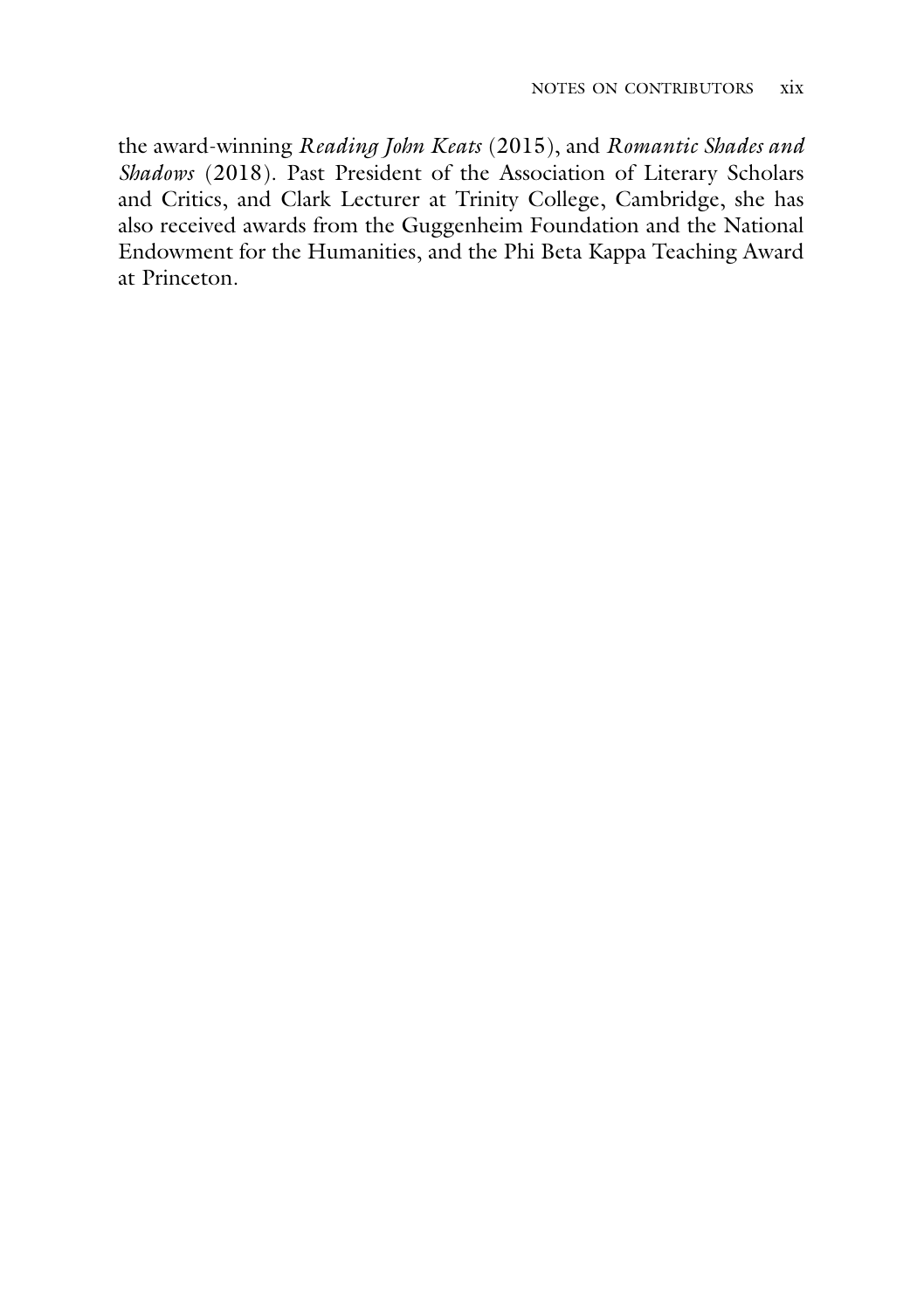the award-winning *Reading John Keats* (2015), and *Romantic Shades and Shadows* (2018). Past President of the Association of Literary Scholars and Critics, and Clark Lecturer at Trinity College, Cambridge, she has also received awards from the Guggenheim Foundation and the National Endowment for the Humanities, and the Phi Beta Kappa Teaching Award at Princeton.